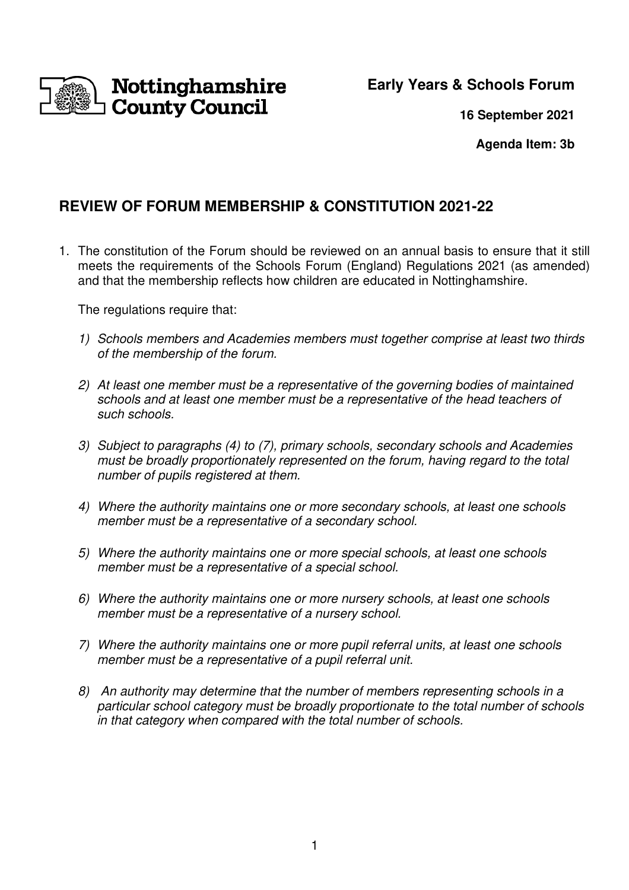Nottinghamshire County Council

**Early Years & Schools Forum**

**16 September 2021**

**Agenda Item: 3b**

## REVIEW OF FORUM MEMBERSHIP & CONSTITUTION 2021-22

1. The constitution of the Forum should be reviewed on an annual basis to ensure that it still meets the requirements of the Schools Forum (England) Regulations 2021 (as amended) and that the membership reflects how children are educated in Nottinghamshire.

   The regulations require that:

   1) *Schools members and Academies members must together comprise at least two thirds of the membership of the forum.*

   2) *At least one member must be a representative of the governing bodies of maintained schools and at least one member must be a representative of the head teachers of such schools.*

   3) *Subject to paragraphs (4) to (7), primary schools, secondary schools and Academies must be broadly proportionately represented on the forum, having regard to the total number of pupils registered at them.*

   4) *Where the authority maintains one or more secondary schools, at least one schools member must be a representative of a secondary school.*

   5) *Where the authority maintains one or more special schools, at least one schools member must be a representative of a special school.*

   6) *Where the authority maintains one or more nursery schools, at least one schools member must be a representative of a nursery school.*

   7) *Where the authority maintains one or more pupil referral units, at least one schools member must be a representative of a pupil referral unit.*

   8) *An authority may determine that the number of members representing schools in a particular school category must be broadly proportionate to the total number of schools in that category when compared with the total number of schools.*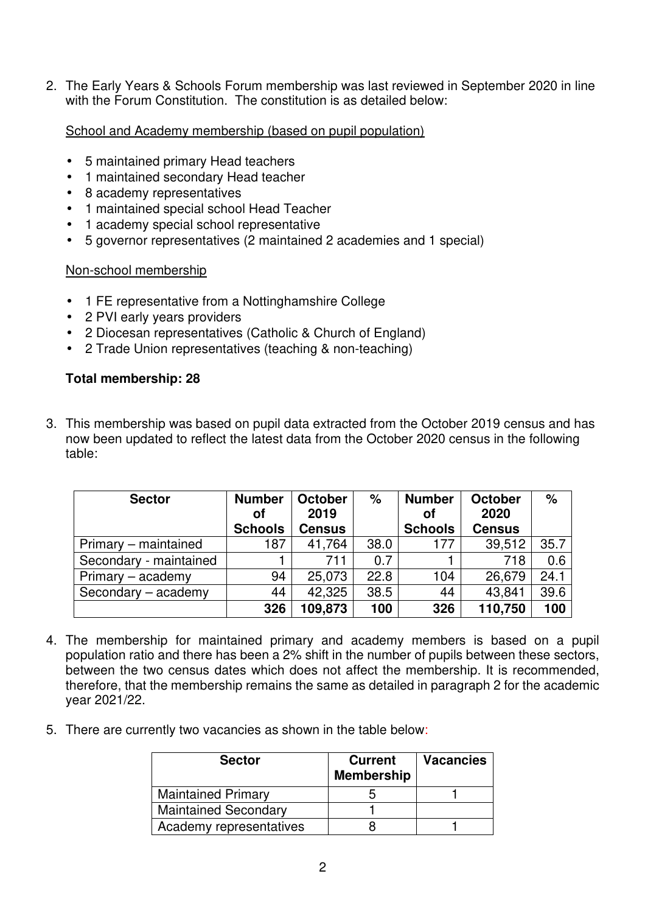2. The Early Years & Schools Forum membership was last reviewed in September 2020 in line with the Forum Constitution. The constitution is as detailed below:

<u>School and Academy membership (based on pupil population)</u>

- 5 maintained primary Head teachers
- 1 maintained secondary Head teacher
- 8 academy representatives
- 1 maintained special school Head Teacher
- 1 academy special school representative
- 5 governor representatives (2 maintained 2 academies and 1 special)

<u>Non-school membership</u>

- 1 FE representative from a Nottinghamshire College
- 2 PVI early years providers
- 2 Diocesan representatives (Catholic & Church of England)
- 2 Trade Union representatives (teaching & non-teaching)

**Total membership: 28**

3. This membership was based on pupil data extracted from the October 2019 census and has now been updated to reflect the latest data from the October 2020 census in the following table:

| Sector | Number of Schools | October 2019 Census | % | Number of Schools | October 2020 Census | % |
|---|---|---|---|---|---|---|
| Primary – maintained | 187 | 41,764 | 38.0 | 177 | 39,512 | 35.7 |
| Secondary - maintained | 1 | 711 | 0.7 | 1 | 718 | 0.6 |
| Primary – academy | 94 | 25,073 | 22.8 | 104 | 26,679 | 24.1 |
| Secondary – academy | 44 | 42,325 | 38.5 | 44 | 43,841 | 39.6 |
| | **326** | **109,873** | **100** | **326** | **110,750** | **100** |

4. The membership for maintained primary and academy members is based on a pupil population ratio and there has been a 2% shift in the number of pupils between these sectors, between the two census dates which does not affect the membership. It is recommended, therefore, that the membership remains the same as detailed in paragraph 2 for the academic year 2021/22.

5. There are currently two vacancies as shown in the table below:

| Sector | Current Membership | Vacancies |
|---|---|---|
| Maintained Primary | 5 | 1 |
| Maintained Secondary | 1 | |
| Academy representatives | 8 | 1 |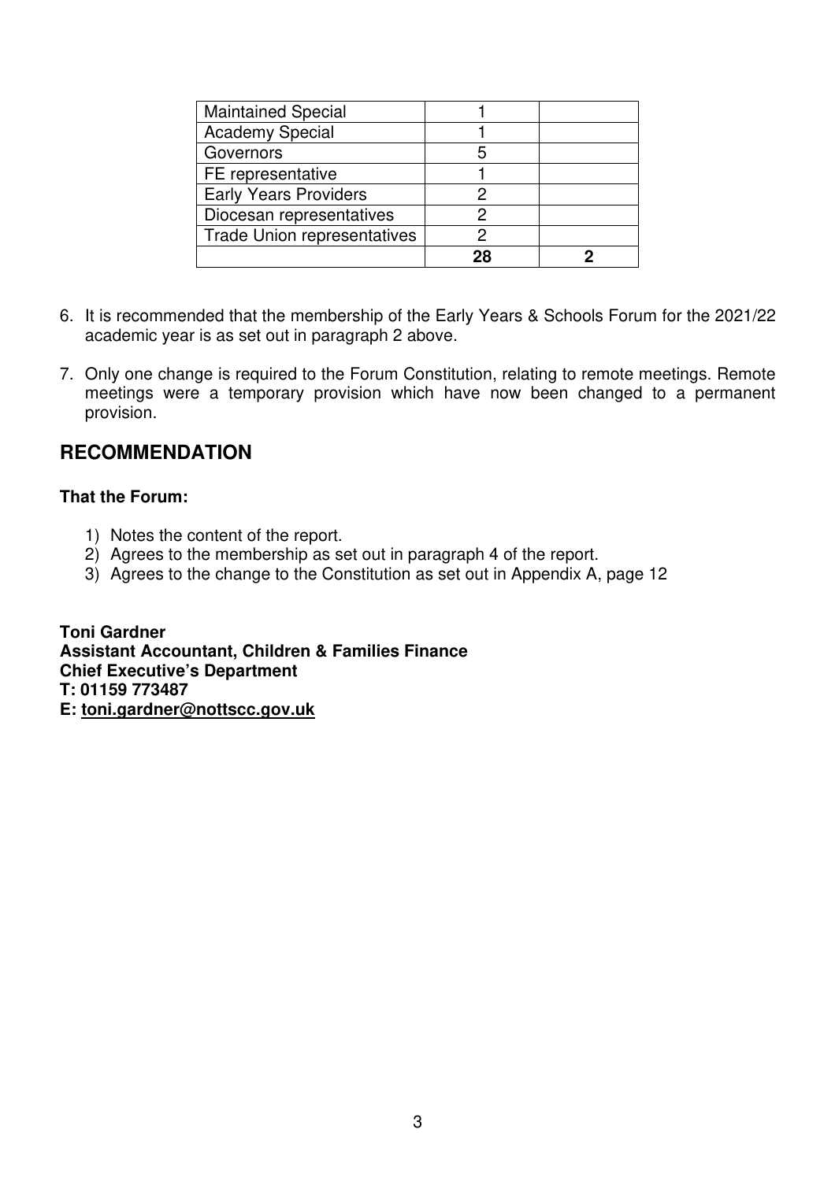| | | |
|---|---|---|
| Maintained Special | 1 | |
| Academy Special | 1 | |
| Governors | 5 | |
| FE representative | 1 | |
| Early Years Providers | 2 | |
| Diocesan representatives | 2 | |
| Trade Union representatives | 2 | |
| | **28** | **2** |

6. It is recommended that the membership of the Early Years & Schools Forum for the 2021/22 academic year is as set out in paragraph 2 above.

7. Only one change is required to the Forum Constitution, relating to remote meetings. Remote meetings were a temporary provision which have now been changed to a permanent provision.

## RECOMMENDATION

**That the Forum:**

1) Notes the content of the report.
2) Agrees to the membership as set out in paragraph 4 of the report.
3) Agrees to the change to the Constitution as set out in Appendix A, page 12

**Toni Gardner**
**Assistant Accountant, Children & Families Finance**
**Chief Executive's Department**
**T: 01159 773487**
**E: toni.gardner@nottscc.gov.uk**